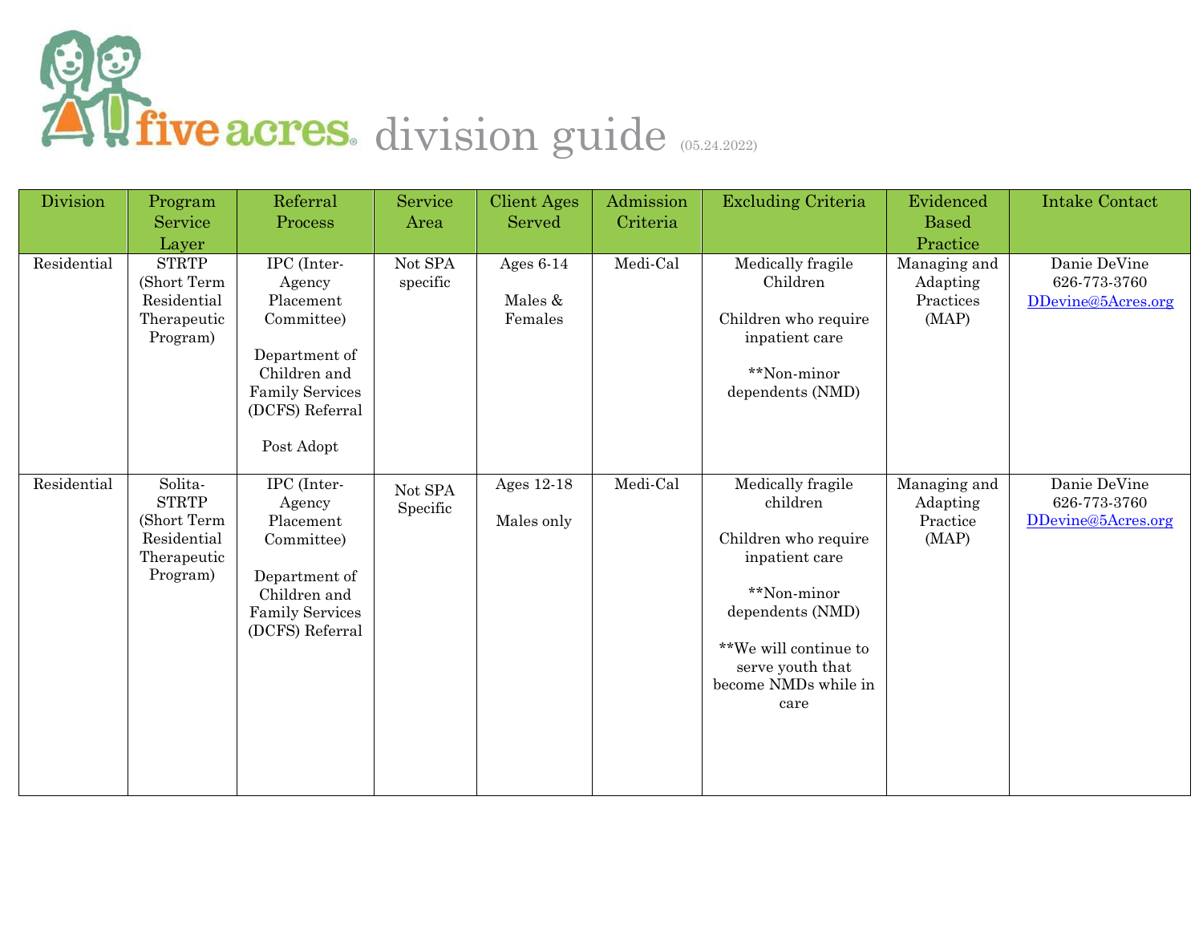# five acres division guide (05.24.2022)

| Division | Program Service Layer | Referral Process | Service Area | Client Ages Served | Admission Criteria | Excluding Criteria | Evidenced Based Practice | Intake Contact |
|---|---|---|---|---|---|---|---|---|
| Residential | STRTP (Short Term Residential Therapeutic Program) | IPC (Inter-Agency Placement Committee)<br><br>Department of Children and Family Services (DCFS) Referral<br><br>Post Adopt | Not SPA specific | Ages 6-14<br><br>Males & Females | Medi-Cal | Medically fragile Children<br><br>Children who require inpatient care<br><br>**Non-minor dependents (NMD) | Managing and Adapting Practices (MAP) | Danie DeVine<br>626-773-3760<br>DDevine@5Acres.org |
| Residential | Solita-STRTP (Short Term Residential Therapeutic Program) | IPC (Inter-Agency Placement Committee)<br><br>Department of Children and Family Services (DCFS) Referral | Not SPA Specific | Ages 12-18<br><br>Males only | Medi-Cal | Medically fragile children<br><br>Children who require inpatient care<br><br>**Non-minor dependents (NMD)<br><br>**We will continue to serve youth that become NMDs while in care | Managing and Adapting Practice (MAP) | Danie DeVine<br>626-773-3760<br>DDevine@5Acres.org |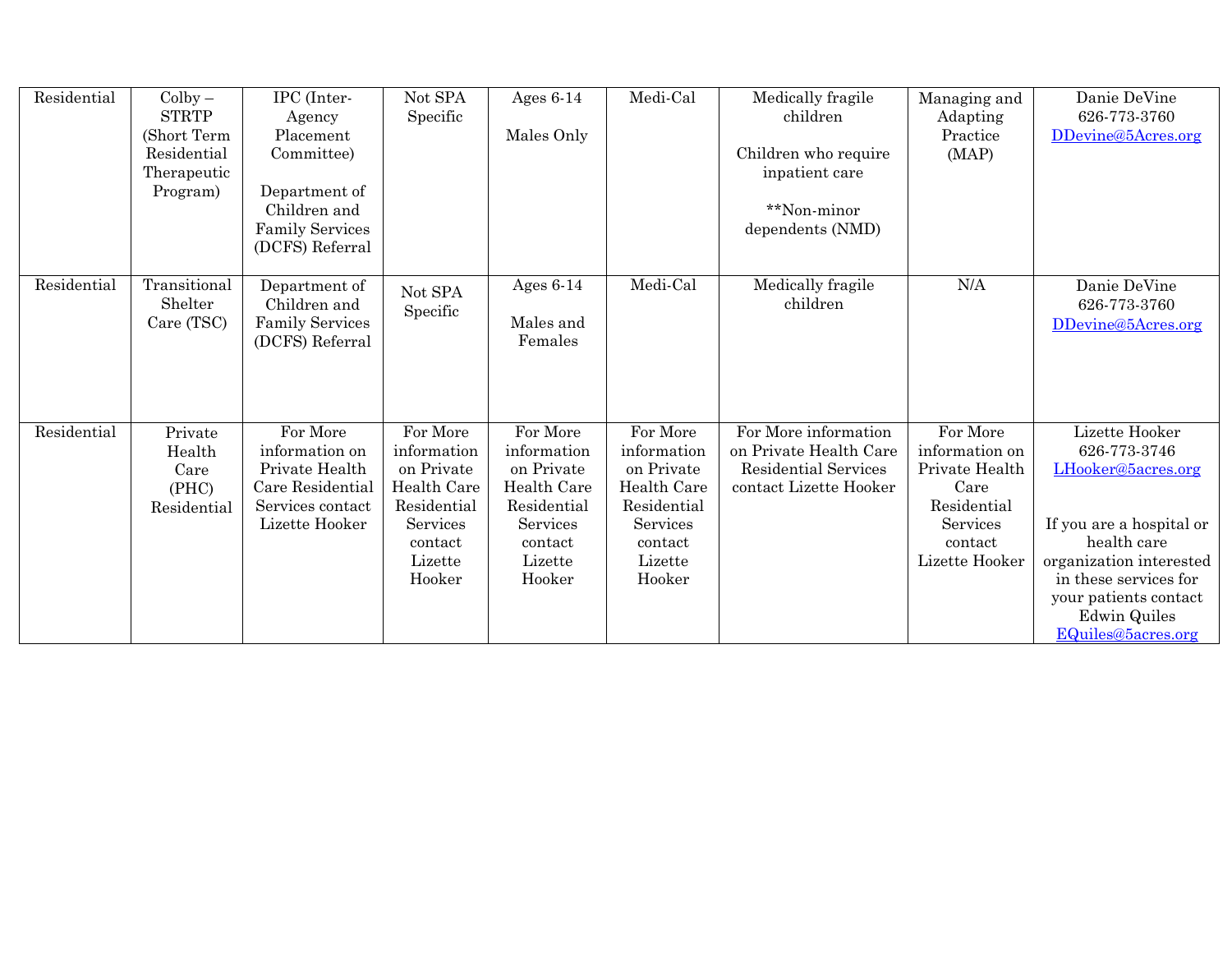| | | | | | | | | |
|---|---|---|---|---|---|---|---|---|
| Residential | Colby – STRTP (Short Term Residential Therapeutic Program) | IPC (Inter-Agency Placement Committee)<br><br>Department of Children and Family Services (DCFS) Referral | Not SPA Specific | Ages 6-14<br><br>Males Only | Medi-Cal | Medically fragile children<br><br>Children who require inpatient care<br><br>**Non-minor dependents (NMD) | Managing and Adapting Practice (MAP) | Danie DeVine<br>626-773-3760<br>DDevine@5Acres.org |
| Residential | Transitional Shelter Care (TSC) | Department of Children and Family Services (DCFS) Referral | Not SPA Specific | Ages 6-14<br><br>Males and Females | Medi-Cal | Medically fragile children | N/A | Danie DeVine<br>626-773-3760<br>DDevine@5Acres.org |
| Residential | Private Health Care (PHC) Residential | For More information on Private Health Care Residential Services contact Lizette Hooker | For More information on Private Health Care Residential Services contact Lizette Hooker | For More information on Private Health Care Residential Services contact Lizette Hooker | For More information on Private Health Care Residential Services contact Lizette Hooker | For More information on Private Health Care Residential Services contact Lizette Hooker | For More information on Private Health Care Residential Services contact Lizette Hooker | Lizette Hooker<br>626-773-3746<br>LHooker@5acres.org<br><br>If you are a hospital or health care organization interested in these services for your patients contact Edwin Quiles<br>EQuiles@5acres.org |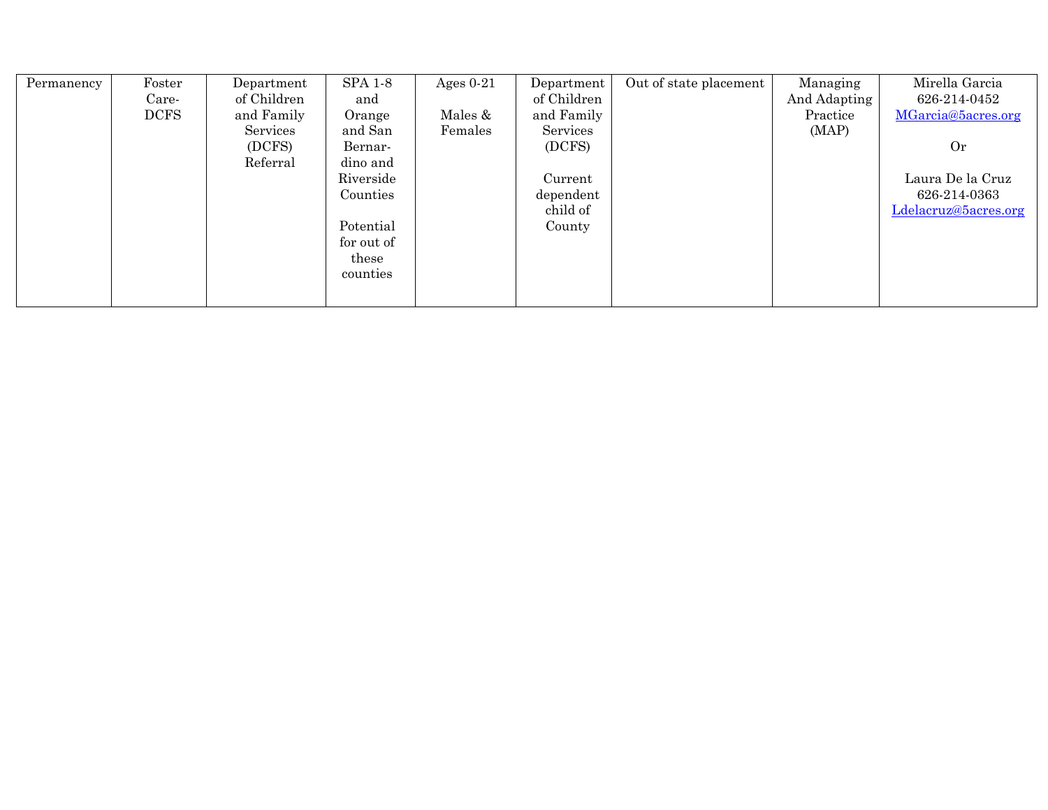| | | | | | | | | |
|---|---|---|---|---|---|---|---|---|
| Permanency | Foster Care-DCFS | Department of Children and Family Services (DCFS) Referral | SPA 1-8 and Orange and San Bernardino and Riverside Counties<br><br>Potential for out of these counties | Ages 0-21<br><br>Males & Females | Department of Children and Family Services (DCFS)<br><br>Current dependent child of County | Out of state placement | Managing And Adapting Practice (MAP) | Mirella Garcia<br>626-214-0452<br>MGarcia@5acres.org<br><br>Or<br><br>Laura De la Cruz<br>626-214-0363<br>Ldelacruz@5acres.org |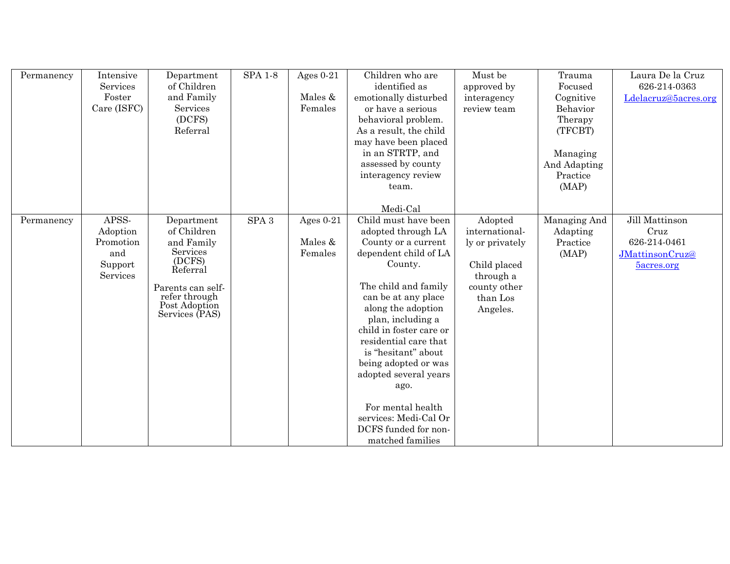| Permanency | Intensive Services Foster Care (ISFC) | Department of Children and Family Services (DCFS) Referral | SPA 1-8 | Ages 0-21<br><br>Males & Females | Children who are identified as emotionally disturbed or have a serious behavioral problem. As a result, the child may have been placed in an STRTP, and assessed by county interagency review team.<br><br>Medi-Cal | Must be approved by interagency review team | Trauma Focused Cognitive Behavior Therapy (TFCBT)<br><br>Managing And Adapting Practice (MAP) | Laura De la Cruz<br>626-214-0363<br>Ldelacruz@5acres.org |
|---|---|---|---|---|---|---|---|---|
| Permanency | APSS-Adoption Promotion and Support Services | Department of Children and Family Services (DCFS) Referral<br><br>Parents can self-refer through Post Adoption Services (PAS) | SPA 3 | Ages 0-21<br><br>Males & Females | Child must have been adopted through LA County or a current dependent child of LA County.<br><br>The child and family can be at any place along the adoption plan, including a child in foster care or residential care that is "hesitant" about being adopted or was adopted several years ago.<br><br>For mental health services: Medi-Cal Or DCFS funded for non-matched families | Adopted internationally or privately<br><br>Child placed through a county other than Los Angeles. | Managing And Adapting Practice (MAP) | Jill Mattinson Cruz<br>626-214-0461<br>JMattinsonCruz@5acres.org |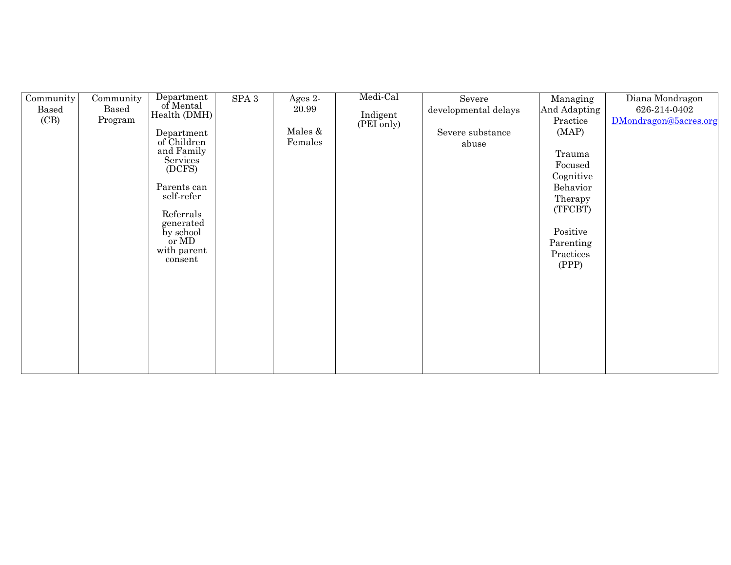| Community Based (CB) | Community Based Program | Department of Mental Health (DMH)<br><br>Department of Children and Family Services (DCFS)<br><br>Parents can self-refer<br><br>Referrals generated by school or MD with parent consent | SPA 3 | Ages 2-20.99<br><br>Males & Females | Medi-Cal<br><br>Indigent (PEI only) | Severe developmental delays<br><br>Severe substance abuse | Managing And Adapting Practice (MAP)<br><br>Trauma Focused Cognitive Behavior Therapy (TFCBT)<br><br>Positive Parenting Practices (PPP) | Diana Mondragon<br>626-214-0402<br>DMondragon@5acres.org |
|---|---|---|---|---|---|---|---|---|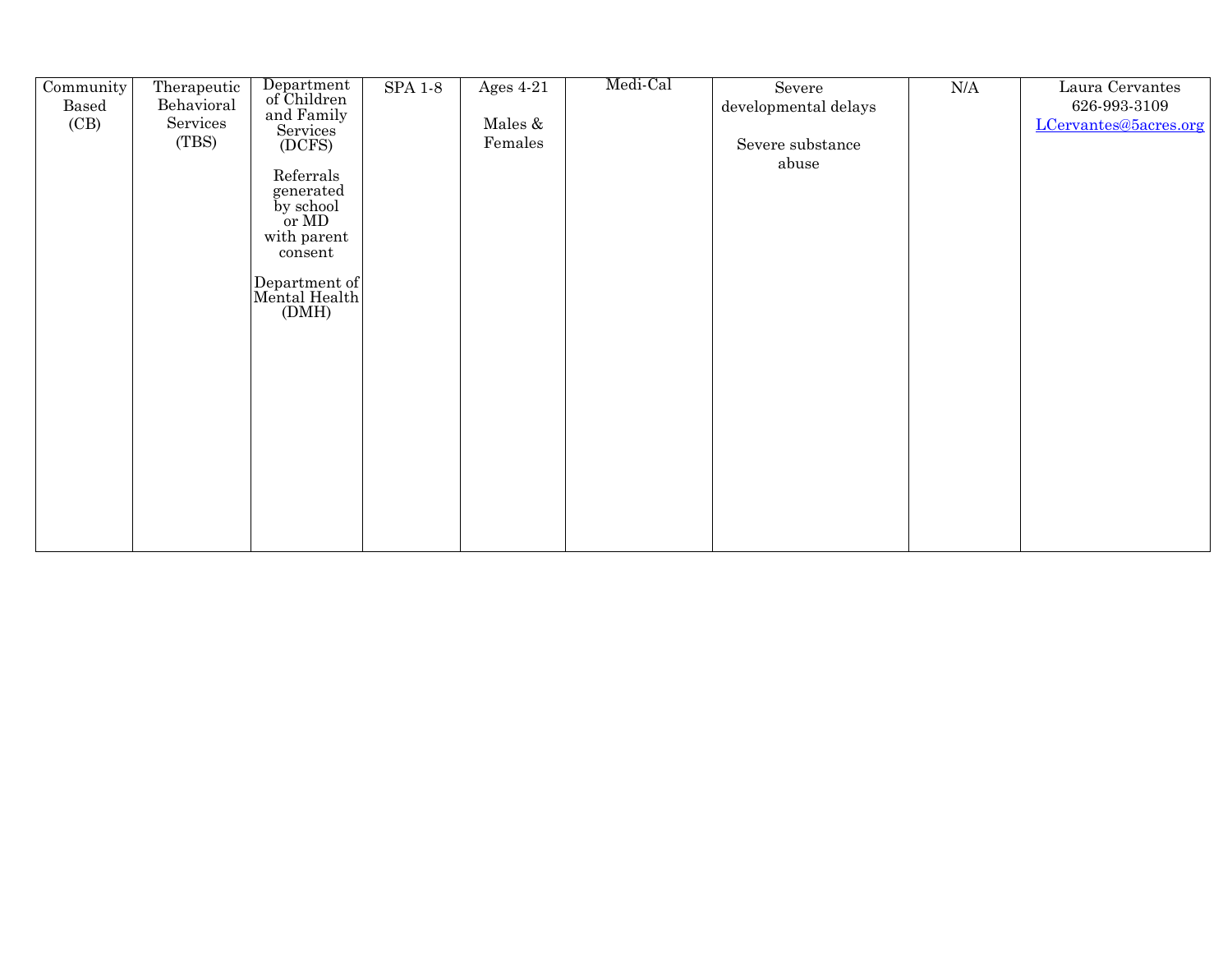| Community Based (CB) | Therapeutic Behavioral Services (TBS) | Department of Children and Family Services (DCFS)<br><br>Referrals generated by school or MD with parent consent<br><br>Department of Mental Health (DMH) | SPA 1-8 | Ages 4-21<br><br>Males & Females | Medi-Cal | Severe developmental delays<br><br>Severe substance abuse | N/A | Laura Cervantes<br>626-993-3109<br>LCervantes@5acres.org |
|---|---|---|---|---|---|---|---|---|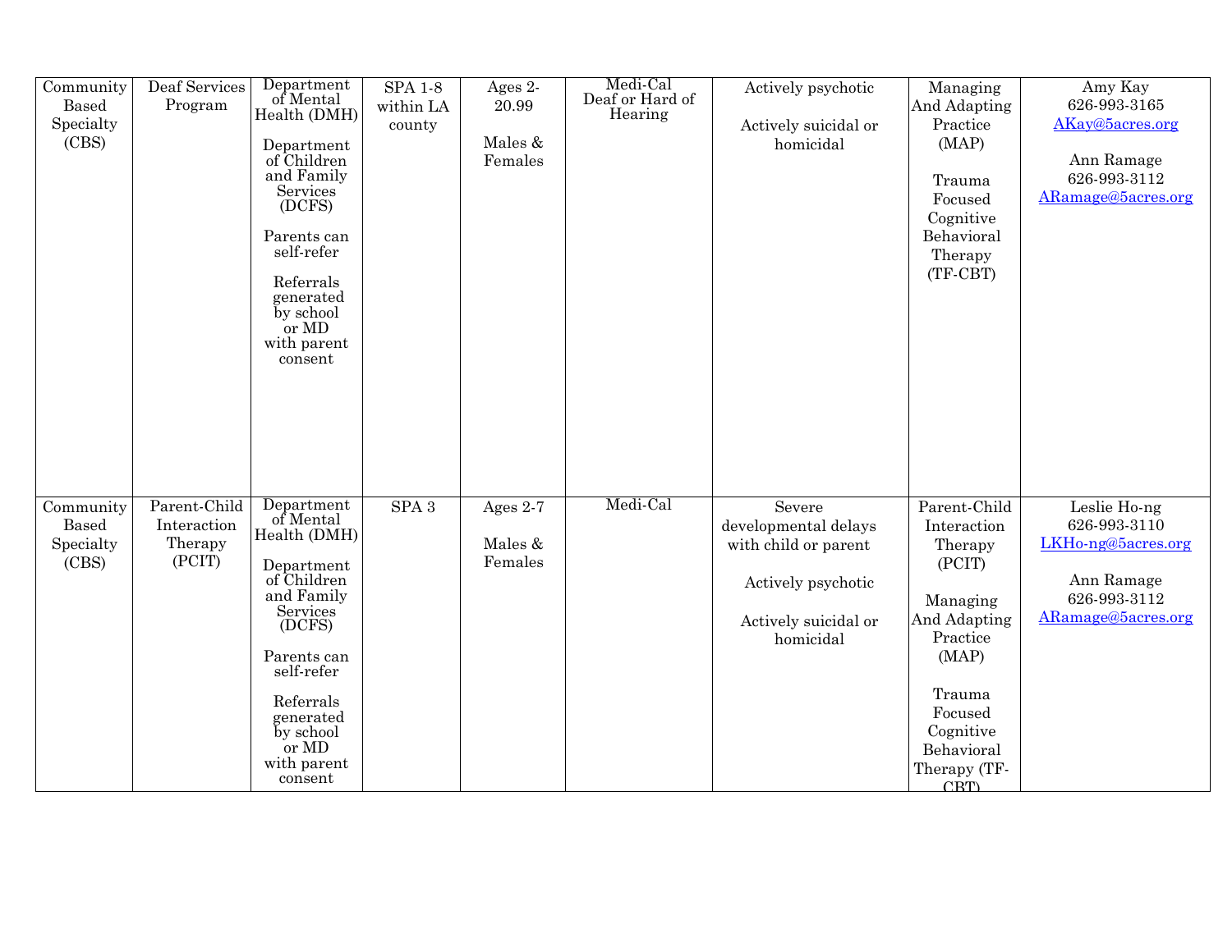| Community Based Specialty (CBS) | Deaf Services Program | Department of Mental Health (DMH)<br><br>Department of Children and Family Services (DCFS)<br><br>Parents can self-refer<br><br>Referrals generated by school or MD with parent consent | SPA 1-8 within LA county | Ages 2-20.99<br><br>Males & Females | Medi-Cal<br>Deaf or Hard of Hearing | Actively psychotic<br><br>Actively suicidal or homicidal | Managing And Adapting Practice (MAP)<br><br>Trauma Focused Cognitive Behavioral Therapy (TF-CBT) | Amy Kay<br>626-993-3165<br>AKay@5acres.org<br><br>Ann Ramage<br>626-993-3112<br>ARamage@5acres.org |
|---|---|---|---|---|---|---|---|---|
| Community Based Specialty (CBS) | Parent-Child Interaction Therapy (PCIT) | Department of Mental Health (DMH)<br><br>Department of Children and Family Services (DCFS)<br><br>Parents can self-refer<br><br>Referrals generated by school or MD with parent consent | SPA 3 | Ages 2-7<br><br>Males & Females | Medi-Cal | Severe developmental delays with child or parent<br><br>Actively psychotic<br><br>Actively suicidal or homicidal | Parent-Child Interaction Therapy (PCIT)<br><br>Managing And Adapting Practice (MAP)<br><br>Trauma Focused Cognitive Behavioral Therapy (TF-CBT) | Leslie Ho-ng<br>626-993-3110<br>LKHo-ng@5acres.org<br><br>Ann Ramage<br>626-993-3112<br>ARamage@5acres.org |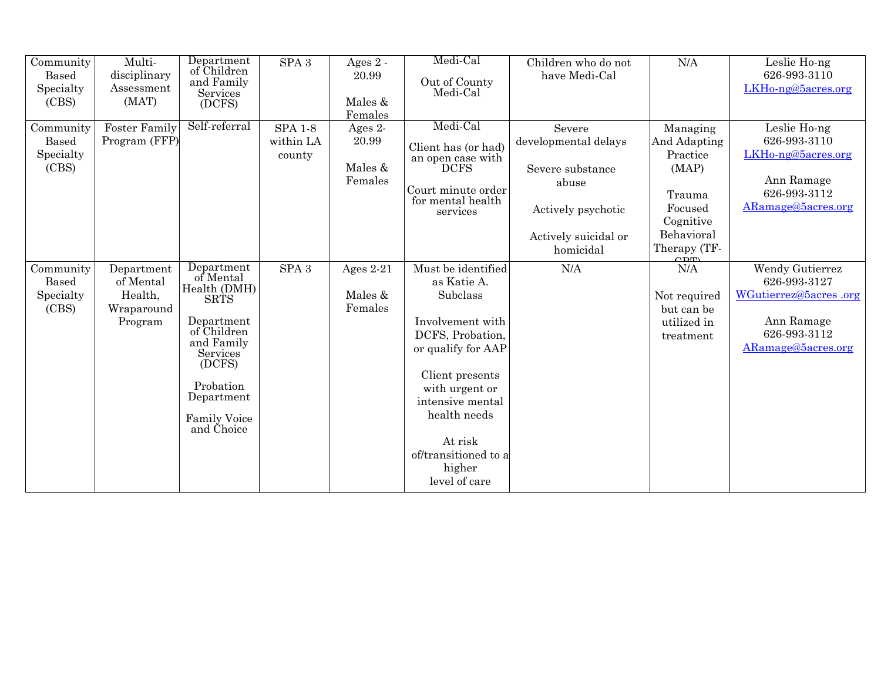| | | | | | | | | |
|---|---|---|---|---|---|---|---|---|
| Community Based Specialty (CBS) | Multi-disciplinary Assessment (MAT) | Department of Children and Family Services (DCFS) | SPA 3 | Ages 2 - 20.99<br><br>Males & Females | Medi-Cal<br><br>Out of County Medi-Cal | Children who do not have Medi-Cal | N/A | Leslie Ho-ng<br>626-993-3110<br>LKHo-ng@5acres.org |
| Community Based Specialty (CBS) | Foster Family Program (FFP) | Self-referral | SPA 1-8 within LA county | Ages 2-20.99<br><br>Males & Females | Medi-Cal<br><br>Client has (or had) an open case with DCFS<br><br>Court minute order for mental health services | Severe developmental delays<br><br>Severe substance abuse<br><br>Actively psychotic<br><br>Actively suicidal or homicidal | Managing And Adapting Practice (MAP)<br><br>Trauma Focused Cognitive Behavioral Therapy (TF-CBT) | Leslie Ho-ng<br>626-993-3110<br>LKHo-ng@5acres.org<br><br>Ann Ramage<br>626-993-3112<br>ARamage@5acres.org |
| Community Based Specialty (CBS) | Department of Mental Health, Wraparound Program | Department of Mental Health (DMH) SRTS<br><br>Department of Children and Family Services (DCFS)<br><br>Probation Department<br><br>Family Voice and Choice | SPA 3 | Ages 2-21<br><br>Males & Females | Must be identified as Katie A. Subclass<br><br>Involvement with DCFS, Probation, or qualify for AAP<br><br>Client presents with urgent or intensive mental health needs<br><br>At risk of/transitioned to a higher level of care | N/A | N/A<br><br>Not required but can be utilized in treatment | Wendy Gutierrez<br>626-993-3127<br>WGutierrez@5acres .org<br><br>Ann Ramage<br>626-993-3112<br>ARamage@5acres.org |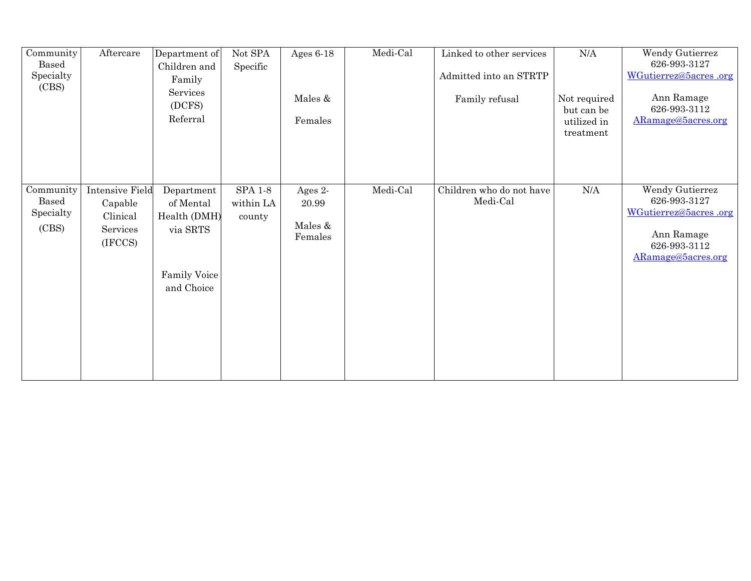| | | | | | | | | |
|---|---|---|---|---|---|---|---|---|
| Community Based Specialty (CBS) | Aftercare | Department of Children and Family Services (DCFS) Referral | Not SPA Specific | Ages 6-18<br><br>Males & Females | Medi-Cal | Linked to other services<br><br>Admitted into an STRTP<br><br>Family refusal | N/A<br><br>Not required but can be utilized in treatment | Wendy Gutierrez<br>626-993-3127<br>WGutierrez@5acres .org<br><br>Ann Ramage<br>626-993-3112<br>ARamage@5acres.org |
| Community Based Specialty (CBS) | Intensive Field Capable Clinical Services (IFCCS) | Department of Mental Health (DMH) via SRTS<br><br>Family Voice and Choice | SPA 1-8 within LA county | Ages 2-20.99<br><br>Males & Females | Medi-Cal | Children who do not have Medi-Cal | N/A | Wendy Gutierrez<br>626-993-3127<br>WGutierrez@5acres .org<br><br>Ann Ramage<br>626-993-3112<br>ARamage@5acres.org |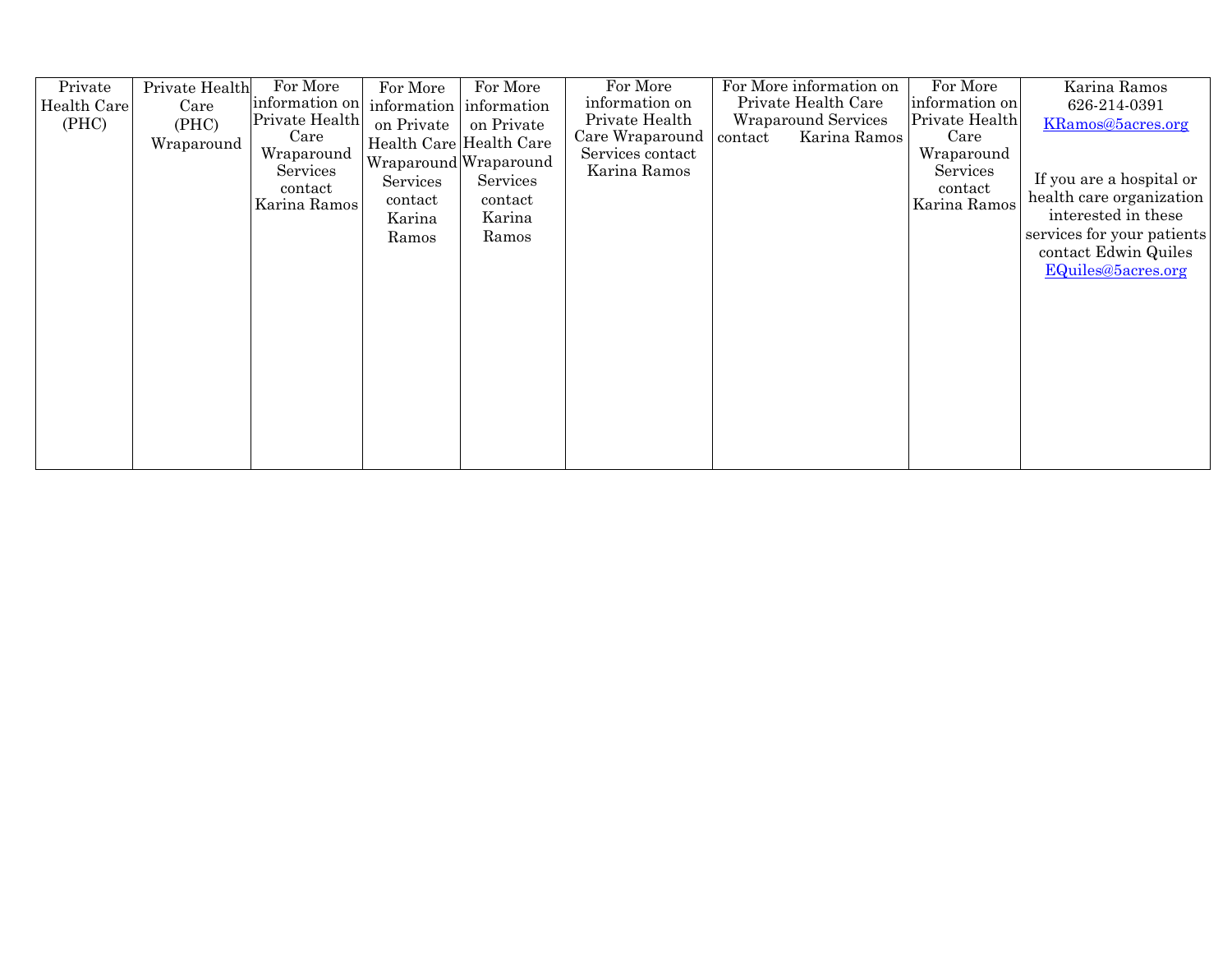| | | | | | | | | |
|---|---|---|---|---|---|---|---|---|
| Private Health Care (PHC) | Private Health Care (PHC) Wraparound | For More information on Private Health Care Wraparound Services contact Karina Ramos | For More information on Private Health Care Wraparound Services contact Karina Ramos | For More information on Private Health Care Wraparound Services contact Karina Ramos | For More information on Private Health Care Wraparound Services contact Karina Ramos | For More information on Private Health Care Wraparound Services contact Karina Ramos | For More information on Private Health Care Wraparound Services contact Karina Ramos | Karina Ramos 626-214-0391 KRamos@5acres.org<br><br>If you are a hospital or health care organization interested in these services for your patients contact Edwin Quiles EQuiles@5acres.org |